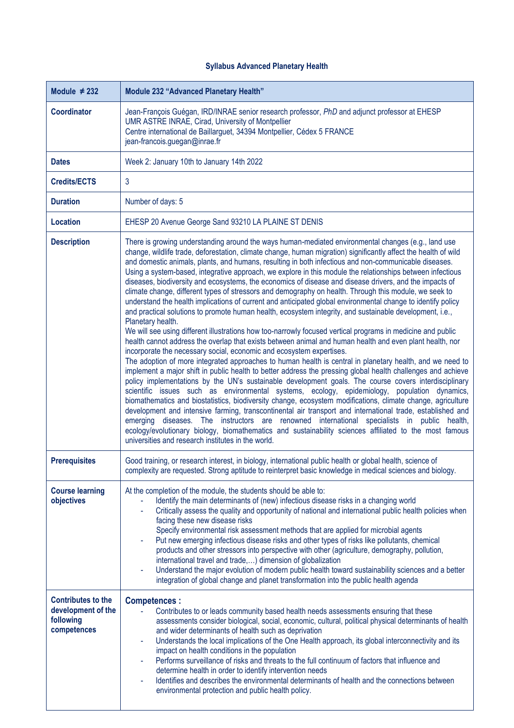**Syllabus Advanced Planetary Health**

| **Module ≠ 232** | **Module 232 "Advanced Planetary Health"** |
|---|---|
| **Coordinator** | Jean-François Guégan, IRD/INRAE senior research professor, *PhD* and adjunct professor at EHESP<br>UMR ASTRE INRAE, Cirad, University of Montpellier<br>Centre international de Baillarguet, 34394 Montpellier, Cédex 5 FRANCE<br>jean-francois.guegan@inrae.fr |
| **Dates** | Week 2: January 10th to January 14th 2022 |
| **Credits/ECTS** | 3 |
| **Duration** | Number of days: 5 |
| **Location** | EHESP 20 Avenue George Sand 93210 LA PLAINE ST DENIS |
| **Description** | There is growing understanding around the ways human-mediated environmental changes (e.g., land use change, wildlife trade, deforestation, climate change, human migration) significantly affect the health of wild and domestic animals, plants, and humans, resulting in both infectious and non-communicable diseases. Using a system-based, integrative approach, we explore in this module the relationships between infectious diseases, biodiversity and ecosystems, the economics of disease and disease drivers, and the impacts of climate change, different types of stressors and demography on health. Through this module, we seek to understand the health implications of current and anticipated global environmental change to identify policy and practical solutions to promote human health, ecosystem integrity, and sustainable development, i.e., Planetary health.<br>We will see using different illustrations how too-narrowly focused vertical programs in medicine and public health cannot address the overlap that exists between animal and human health and even plant health, nor incorporate the necessary social, economic and ecosystem expertises.<br>The adoption of more integrated approaches to human health is central in planetary health, and we need to implement a major shift in public health to better address the pressing global health challenges and achieve policy implementations by the UN's sustainable development goals. The course covers interdisciplinary scientific issues such as environmental systems, ecology, epidemiology, population dynamics, biomathematics and biostatistics, biodiversity change, ecosystem modifications, climate change, agriculture development and intensive farming, transcontinental air transport and international trade, established and emerging diseases. The instructors are renowned international specialists in public health, ecology/evolutionary biology, biomathematics and sustainability sciences affiliated to the most famous universities and research institutes in the world. |
| **Prerequisites** | Good training, or research interest, in biology, international public health or global health, science of complexity are requested. Strong aptitude to reinterpret basic knowledge in medical sciences and biology. |
| **Course learning objectives** | At the completion of the module, the students should be able to:<br>- Identify the main determinants of (new) infectious disease risks in a changing world<br>- Critically assess the quality and opportunity of national and international public health policies when facing these new disease risks<br>Specify environmental risk assessment methods that are applied for microbial agents<br>- Put new emerging infectious disease risks and other types of risks like pollutants, chemical products and other stressors into perspective with other (agriculture, demography, pollution, international travel and trade,…) dimension of globalization<br>- Understand the major evolution of modern public health toward sustainability sciences and a better integration of global change and planet transformation into the public health agenda |
| **Contributes to the development of the following competences** | **Competences :**<br>- Contributes to or leads community based health needs assessments ensuring that these assessments consider biological, social, economic, cultural, political physical determinants of health and wider determinants of health such as deprivation<br>- Understands the local implications of the One Health approach, its global interconnectivity and its impact on health conditions in the population<br>- Performs surveillance of risks and threats to the full continuum of factors that influence and determine health in order to identify intervention needs<br>- Identifies and describes the environmental determinants of health and the connections between environmental protection and public health policy. |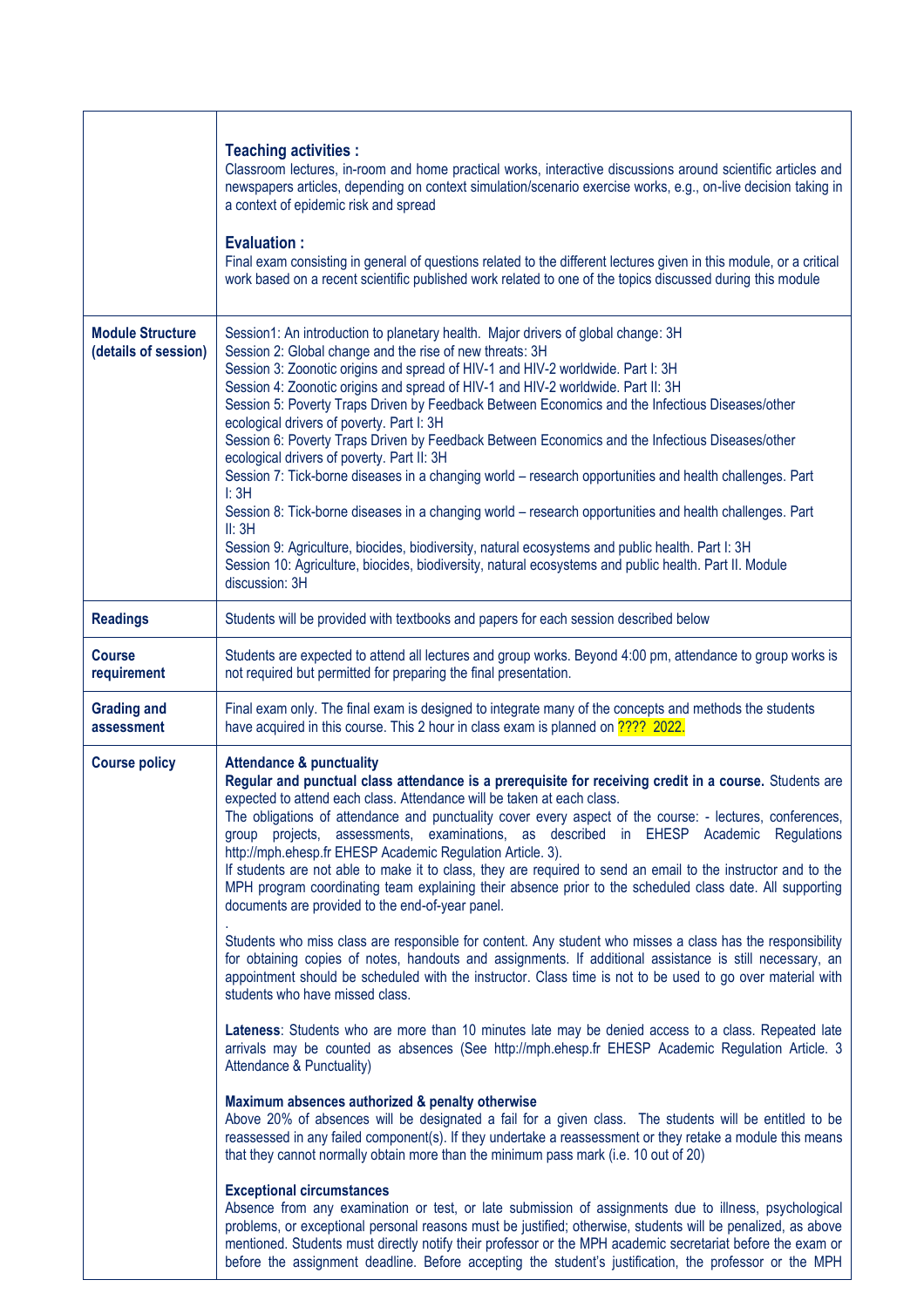| | |
|---|---|
| | **Teaching activities :**<br>Classroom lectures, in-room and home practical works, interactive discussions around scientific articles and newspapers articles, depending on context simulation/scenario exercise works, e.g., on-live decision taking in a context of epidemic risk and spread<br><br>**Evaluation :**<br>Final exam consisting in general of questions related to the different lectures given in this module, or a critical work based on a recent scientific published work related to one of the topics discussed during this module |
| **Module Structure (details of session)** | Session1: An introduction to planetary health. Major drivers of global change: 3H<br>Session 2: Global change and the rise of new threats: 3H<br>Session 3: Zoonotic origins and spread of HIV-1 and HIV-2 worldwide. Part I: 3H<br>Session 4: Zoonotic origins and spread of HIV-1 and HIV-2 worldwide. Part II: 3H<br>Session 5: Poverty Traps Driven by Feedback Between Economics and the Infectious Diseases/other ecological drivers of poverty. Part I: 3H<br>Session 6: Poverty Traps Driven by Feedback Between Economics and the Infectious Diseases/other ecological drivers of poverty. Part II: 3H<br>Session 7: Tick-borne diseases in a changing world – research opportunities and health challenges. Part I: 3H<br>Session 8: Tick-borne diseases in a changing world – research opportunities and health challenges. Part II: 3H<br>Session 9: Agriculture, biocides, biodiversity, natural ecosystems and public health. Part I: 3H<br>Session 10: Agriculture, biocides, biodiversity, natural ecosystems and public health. Part II. Module discussion: 3H |
| **Readings** | Students will be provided with textbooks and papers for each session described below |
| **Course requirement** | Students are expected to attend all lectures and group works. Beyond 4:00 pm, attendance to group works is not required but permitted for preparing the final presentation. |
| **Grading and assessment** | Final exam only. The final exam is designed to integrate many of the concepts and methods the students have acquired in this course. This 2 hour in class exam is planned on ???? 2022. |
| **Course policy** | **Attendance & punctuality**<br>**Regular and punctual class attendance is a prerequisite for receiving credit in a course.** Students are expected to attend each class. Attendance will be taken at each class.<br>The obligations of attendance and punctuality cover every aspect of the course: - lectures, conferences, group projects, assessments, examinations, as described in EHESP Academic Regulations http://mph.ehesp.fr EHESP Academic Regulation Article. 3).<br>If students are not able to make it to class, they are required to send an email to the instructor and to the MPH program coordinating team explaining their absence prior to the scheduled class date. All supporting documents are provided to the end-of-year panel.<br>.<br>Students who miss class are responsible for content. Any student who misses a class has the responsibility for obtaining copies of notes, handouts and assignments. If additional assistance is still necessary, an appointment should be scheduled with the instructor. Class time is not to be used to go over material with students who have missed class.<br><br>**Lateness**: Students who are more than 10 minutes late may be denied access to a class. Repeated late arrivals may be counted as absences (See http://mph.ehesp.fr EHESP Academic Regulation Article. 3 Attendance & Punctuality)<br><br>**Maximum absences authorized & penalty otherwise**<br>Above 20% of absences will be designated a fail for a given class. The students will be entitled to be reassessed in any failed component(s). If they undertake a reassessment or they retake a module this means that they cannot normally obtain more than the minimum pass mark (i.e. 10 out of 20)<br><br>**Exceptional circumstances**<br>Absence from any examination or test, or late submission of assignments due to illness, psychological problems, or exceptional personal reasons must be justified; otherwise, students will be penalized, as above mentioned. Students must directly notify their professor or the MPH academic secretariat before the exam or before the assignment deadline. Before accepting the student's justification, the professor or the MPH |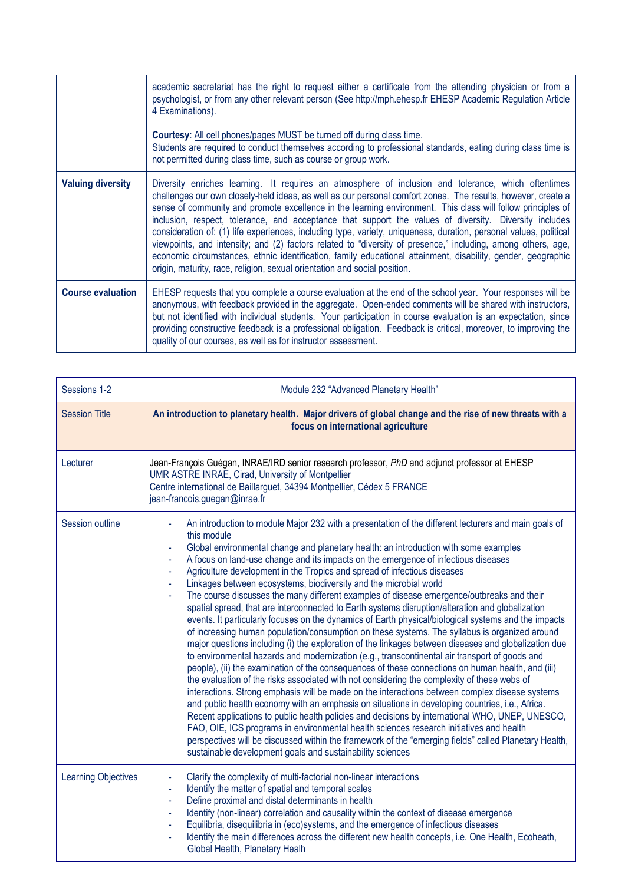| | |
|---|---|
| | academic secretariat has the right to request either a certificate from the attending physician or from a psychologist, or from any other relevant person (See http://mph.ehesp.fr EHESP Academic Regulation Article 4 Examinations).<br><br>**Courtesy**: All cell phones/pages MUST be turned off during class time.<br>Students are required to conduct themselves according to professional standards, eating during class time is not permitted during class time, such as course or group work. |
| **Valuing diversity** | Diversity enriches learning. It requires an atmosphere of inclusion and tolerance, which oftentimes challenges our own closely-held ideas, as well as our personal comfort zones. The results, however, create a sense of community and promote excellence in the learning environment. This class will follow principles of inclusion, respect, tolerance, and acceptance that support the values of diversity. Diversity includes consideration of: (1) life experiences, including type, variety, uniqueness, duration, personal values, political viewpoints, and intensity; and (2) factors related to "diversity of presence," including, among others, age, economic circumstances, ethnic identification, family educational attainment, disability, gender, geographic origin, maturity, race, religion, sexual orientation and social position. |
| **Course evaluation** | EHESP requests that you complete a course evaluation at the end of the school year. Your responses will be anonymous, with feedback provided in the aggregate. Open-ended comments will be shared with instructors, but not identified with individual students. Your participation in course evaluation is an expectation, since providing constructive feedback is a professional obligation. Feedback is critical, moreover, to improving the quality of our courses, as well as for instructor assessment. |

| Sessions 1-2 | Module 232 "Advanced Planetary Health" |
|---|---|
| Session Title | **An introduction to planetary health. Major drivers of global change and the rise of new threats with a focus on international agriculture** |
| Lecturer | Jean-François Guégan, INRAE/IRD senior research professor, *PhD* and adjunct professor at EHESP<br>UMR ASTRE INRAE, Cirad, University of Montpellier<br>Centre international de Baillarguet, 34394 Montpellier, Cédex 5 FRANCE<br>jean-francois.guegan@inrae.fr |
| Session outline | - An introduction to module Major 232 with a presentation of the different lecturers and main goals of this module<br>- Global environmental change and planetary health: an introduction with some examples<br>- A focus on land-use change and its impacts on the emergence of infectious diseases<br>- Agriculture development in the Tropics and spread of infectious diseases<br>- Linkages between ecosystems, biodiversity and the microbial world<br>- The course discusses the many different examples of disease emergence/outbreaks and their spatial spread, that are interconnected to Earth systems disruption/alteration and globalization events. It particularly focuses on the dynamics of Earth physical/biological systems and the impacts of increasing human population/consumption on these systems. The syllabus is organized around major questions including (i) the exploration of the linkages between diseases and globalization due to environmental hazards and modernization (e.g., transcontinental air transport of goods and people), (ii) the examination of the consequences of these connections on human health, and (iii) the evaluation of the risks associated with not considering the complexity of these webs of interactions. Strong emphasis will be made on the interactions between complex disease systems and public health economy with an emphasis on situations in developing countries, i.e., Africa. Recent applications to public health policies and decisions by international WHO, UNEP, UNESCO, FAO, OIE, ICS programs in environmental health sciences research initiatives and health perspectives will be discussed within the framework of the "emerging fields" called Planetary Health, sustainable development goals and sustainability sciences |
| Learning Objectives | - Clarify the complexity of multi-factorial non-linear interactions<br>- Identify the matter of spatial and temporal scales<br>- Define proximal and distal determinants in health<br>- Identify (non-linear) correlation and causality within the context of disease emergence<br>- Equilibria, disequilibria in (eco)systems, and the emergence of infectious diseases<br>- Identify the main differences across the different new health concepts, i.e. One Health, Ecoheath, Global Health, Planetary Healh |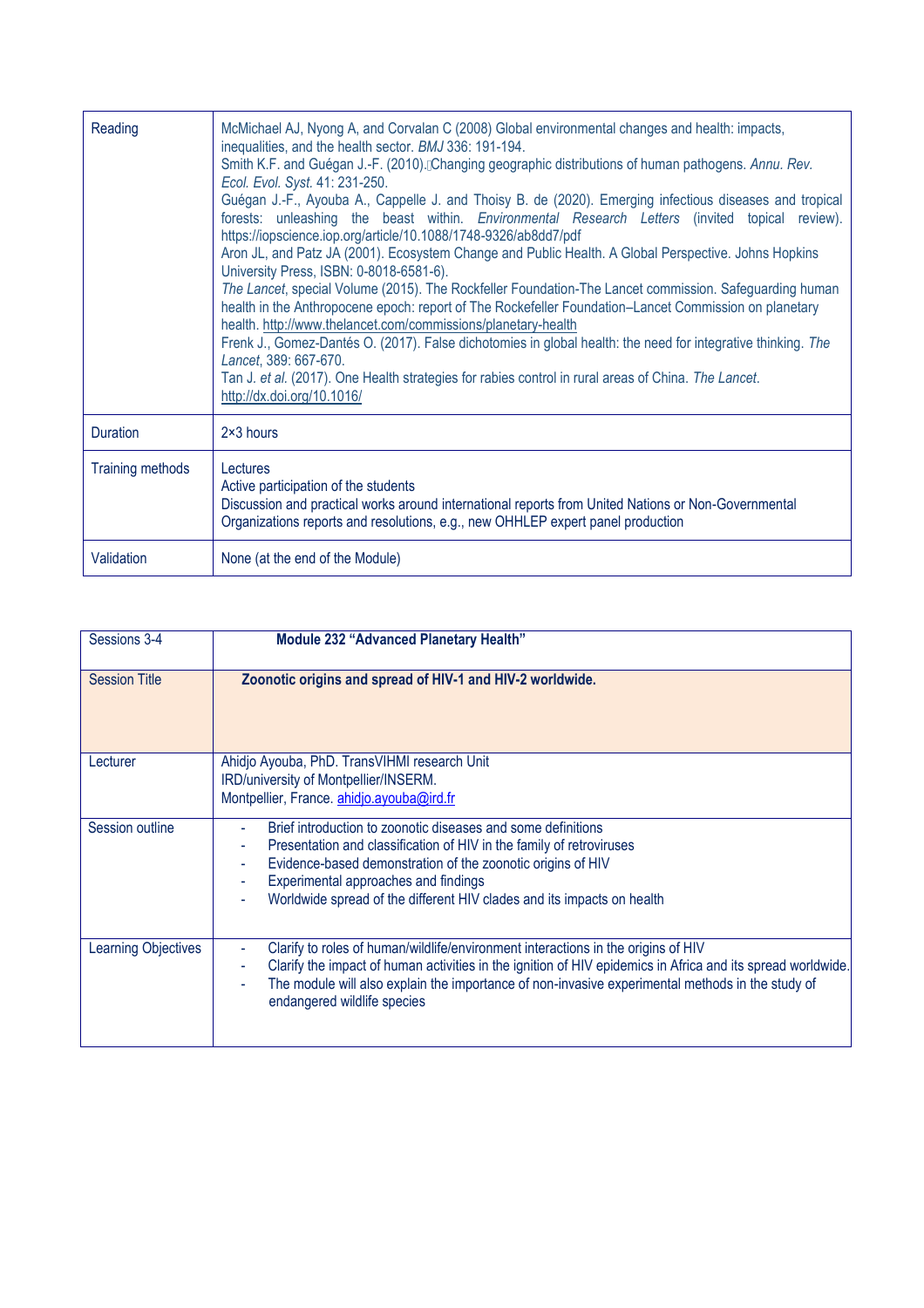| Reading | McMichael AJ, Nyong A, and Corvalan C (2008) Global environmental changes and health: impacts, inequalities, and the health sector. *BMJ* 336: 191-194.<br>Smith K.F. and Guégan J.-F. (2010). Changing geographic distributions of human pathogens. *Annu. Rev. Ecol. Evol. Syst.* 41: 231-250.<br>Guégan J.-F., Ayouba A., Cappelle J. and Thoisy B. de (2020). Emerging infectious diseases and tropical forests: unleashing the beast within. *Environmental Research Letters* (invited topical review). https://iopscience.iop.org/article/10.1088/1748-9326/ab8dd7/pdf<br>Aron JL, and Patz JA (2001). Ecosystem Change and Public Health. A Global Perspective. Johns Hopkins University Press, ISBN: 0-8018-6581-6).<br>*The Lancet*, special Volume (2015). The Rockfeller Foundation-The Lancet commission. Safeguarding human health in the Anthropocene epoch: report of The Rockefeller Foundation–Lancet Commission on planetary health. http://www.thelancet.com/commissions/planetary-health<br>Frenk J., Gomez-Dantés O. (2017). False dichotomies in global health: the need for integrative thinking. *The Lancet*, 389: 667-670.<br>Tan J. *et al.* (2017). One Health strategies for rabies control in rural areas of China. *The Lancet*. http://dx.doi.org/10.1016/ |
|---|---|
| Duration | 2×3 hours |
| Training methods | Lectures<br>Active participation of the students<br>Discussion and practical works around international reports from United Nations or Non-Governmental Organizations reports and resolutions, e.g., new OHHLEP expert panel production |
| Validation | None (at the end of the Module) |

| Sessions 3-4 | **Module 232 "Advanced Planetary Health"** |
|---|---|
| Session Title | **Zoonotic origins and spread of HIV-1 and HIV-2 worldwide.** |
| Lecturer | Ahidjo Ayouba, PhD. TransVIHMI research Unit<br>IRD/university of Montpellier/INSERM.<br>Montpellier, France. ahidjo.ayouba@ird.fr |
| Session outline | - Brief introduction to zoonotic diseases and some definitions<br>- Presentation and classification of HIV in the family of retroviruses<br>- Evidence-based demonstration of the zoonotic origins of HIV<br>- Experimental approaches and findings<br>- Worldwide spread of the different HIV clades and its impacts on health |
| Learning Objectives | - Clarify to roles of human/wildlife/environment interactions in the origins of HIV<br>- Clarify the impact of human activities in the ignition of HIV epidemics in Africa and its spread worldwide.<br>- The module will also explain the importance of non-invasive experimental methods in the study of endangered wildlife species |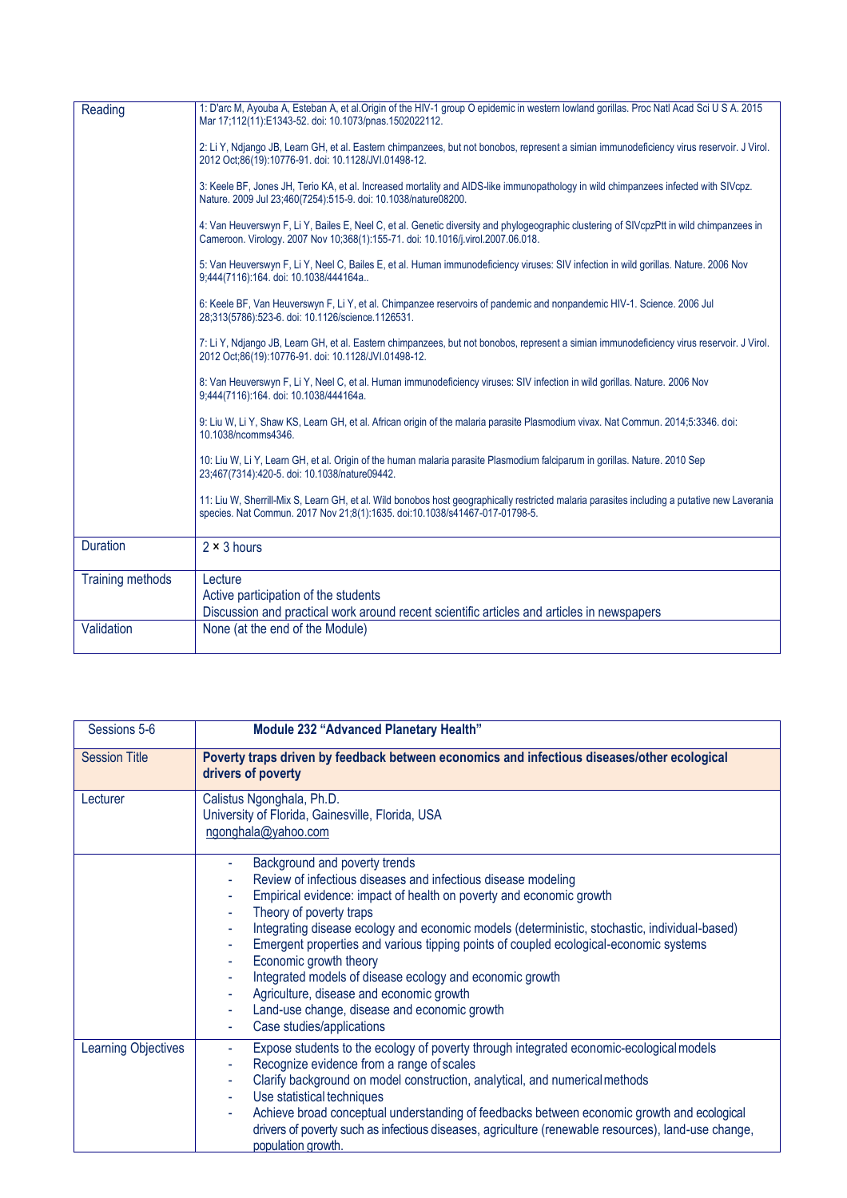| Reading | 1: D'arc M, Ayouba A, Esteban A, et al.Origin of the HIV-1 group O epidemic in western lowland gorillas. Proc Natl Acad Sci U S A. 2015 Mar 17;112(11):E1343-52. doi: 10.1073/pnas.1502022112.<br><br>2: Li Y, Ndjango JB, Learn GH, et al. Eastern chimpanzees, but not bonobos, represent a simian immunodeficiency virus reservoir. J Virol. 2012 Oct;86(19):10776-91. doi: 10.1128/JVI.01498-12.<br><br>3: Keele BF, Jones JH, Terio KA, et al. Increased mortality and AIDS-like immunopathology in wild chimpanzees infected with SIVcpz. Nature. 2009 Jul 23;460(7254):515-9. doi: 10.1038/nature08200.<br><br>4: Van Heuverswyn F, Li Y, Bailes E, Neel C, et al. Genetic diversity and phylogeographic clustering of SIVcpzPtt in wild chimpanzees in Cameroon. Virology. 2007 Nov 10;368(1):155-71. doi: 10.1016/j.virol.2007.06.018.<br><br>5: Van Heuverswyn F, Li Y, Neel C, Bailes E, et al. Human immunodeficiency viruses: SIV infection in wild gorillas. Nature. 2006 Nov 9;444(7116):164. doi: 10.1038/444164a..<br><br>6: Keele BF, Van Heuverswyn F, Li Y, et al. Chimpanzee reservoirs of pandemic and nonpandemic HIV-1. Science. 2006 Jul 28;313(5786):523-6. doi: 10.1126/science.1126531.<br><br>7: Li Y, Ndjango JB, Learn GH, et al. Eastern chimpanzees, but not bonobos, represent a simian immunodeficiency virus reservoir. J Virol. 2012 Oct;86(19):10776-91. doi: 10.1128/JVI.01498-12.<br><br>8: Van Heuverswyn F, Li Y, Neel C, et al. Human immunodeficiency viruses: SIV infection in wild gorillas. Nature. 2006 Nov 9;444(7116):164. doi: 10.1038/444164a.<br><br>9: Liu W, Li Y, Shaw KS, Learn GH, et al. African origin of the malaria parasite Plasmodium vivax. Nat Commun. 2014;5:3346. doi: 10.1038/ncomms4346.<br><br>10: Liu W, Li Y, Learn GH, et al. Origin of the human malaria parasite Plasmodium falciparum in gorillas. Nature. 2010 Sep 23;467(7314):420-5. doi: 10.1038/nature09442.<br><br>11: Liu W, Sherrill-Mix S, Learn GH, et al. Wild bonobos host geographically restricted malaria parasites including a putative new Laverania species. Nat Commun. 2017 Nov 21;8(1):1635. doi:10.1038/s41467-017-01798-5. |
|---|---|
| Duration | 2 × 3 hours |
| Training methods | Lecture<br>Active participation of the students<br>Discussion and practical work around recent scientific articles and articles in newspapers |
| Validation | None (at the end of the Module) |

| Sessions 5-6 | **Module 232 "Advanced Planetary Health"** |
|---|---|
| Session Title | **Poverty traps driven by feedback between economics and infectious diseases/other ecological drivers of poverty** |
| Lecturer | Calistus Ngonghala, Ph.D.<br>University of Florida, Gainesville, Florida, USA<br>ngonghala@yahoo.com |
| | - Background and poverty trends<br>- Review of infectious diseases and infectious disease modeling<br>- Empirical evidence: impact of health on poverty and economic growth<br>- Theory of poverty traps<br>- Integrating disease ecology and economic models (deterministic, stochastic, individual-based)<br>- Emergent properties and various tipping points of coupled ecological-economic systems<br>- Economic growth theory<br>- Integrated models of disease ecology and economic growth<br>- Agriculture, disease and economic growth<br>- Land-use change, disease and economic growth<br>- Case studies/applications |
| Learning Objectives | - Expose students to the ecology of poverty through integrated economic-ecological models<br>- Recognize evidence from a range of scales<br>- Clarify background on model construction, analytical, and numerical methods<br>- Use statistical techniques<br>- Achieve broad conceptual understanding of feedbacks between economic growth and ecological drivers of poverty such as infectious diseases, agriculture (renewable resources), land-use change, population growth. |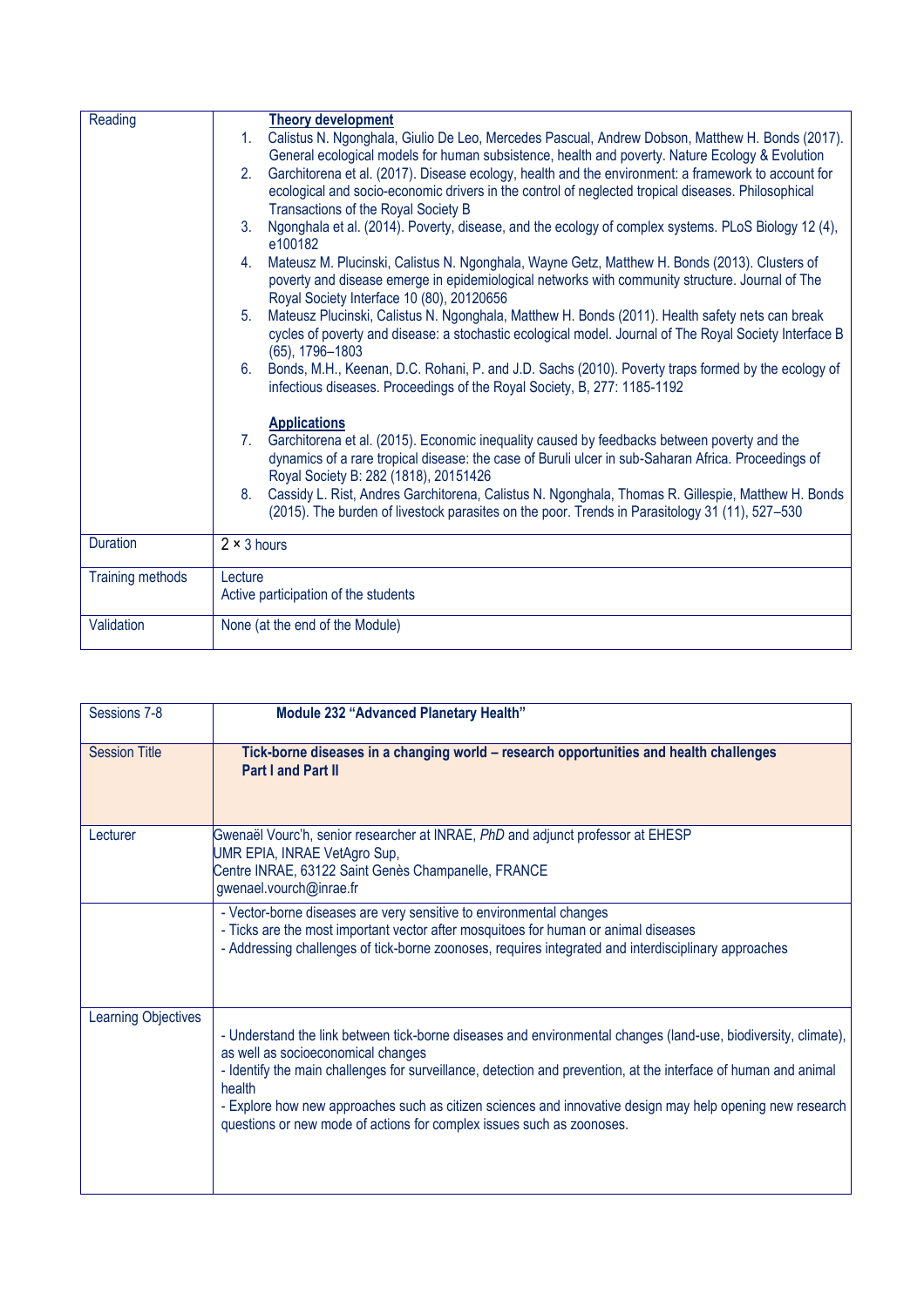| Reading | **Theory development**<br>1. Calistus N. Ngonghala, Giulio De Leo, Mercedes Pascual, Andrew Dobson, Matthew H. Bonds (2017). General ecological models for human subsistence, health and poverty. Nature Ecology & Evolution<br>2. Garchitorena et al. (2017). Disease ecology, health and the environment: a framework to account for ecological and socio-economic drivers in the control of neglected tropical diseases. Philosophical Transactions of the Royal Society B<br>3. Ngonghala et al. (2014). Poverty, disease, and the ecology of complex systems. PLoS Biology 12 (4), e100182<br>4. Mateusz M. Plucinski, Calistus N. Ngonghala, Wayne Getz, Matthew H. Bonds (2013). Clusters of poverty and disease emerge in epidemiological networks with community structure. Journal of The Royal Society Interface 10 (80), 20120656<br>5. Mateusz Plucinski, Calistus N. Ngonghala, Matthew H. Bonds (2011). Health safety nets can break cycles of poverty and disease: a stochastic ecological model. Journal of The Royal Society Interface B (65), 1796–1803<br>6. Bonds, M.H., Keenan, D.C. Rohani, P. and J.D. Sachs (2010). Poverty traps formed by the ecology of infectious diseases. Proceedings of the Royal Society, B, 277: 1185-1192<br><br>**Applications**<br>7. Garchitorena et al. (2015). Economic inequality caused by feedbacks between poverty and the dynamics of a rare tropical disease: the case of Buruli ulcer in sub-Saharan Africa. Proceedings of Royal Society B: 282 (1818), 20151426<br>8. Cassidy L. Rist, Andres Garchitorena, Calistus N. Ngonghala, Thomas R. Gillespie, Matthew H. Bonds (2015). The burden of livestock parasites on the poor. Trends in Parasitology 31 (11), 527–530 |
|---|---|
| Duration | 2 × 3 hours |
| Training methods | Lecture<br>Active participation of the students |
| Validation | None (at the end of the Module) |

| Sessions 7-8 | **Module 232 "Advanced Planetary Health"** |
|---|---|
| Session Title | **Tick-borne diseases in a changing world – research opportunities and health challenges Part I and Part II** |
| Lecturer | Gwenaël Vourc'h, senior researcher at INRAE, *PhD* and adjunct professor at EHESP<br>UMR EPIA, INRAE VetAgro Sup,<br>Centre INRAE, 63122 Saint Genès Champanelle, FRANCE<br>gwenael.vourch@inrae.fr |
| | - Vector-borne diseases are very sensitive to environmental changes<br>- Ticks are the most important vector after mosquitoes for human or animal diseases<br>- Addressing challenges of tick-borne zoonoses, requires integrated and interdisciplinary approaches |
| Learning Objectives | - Understand the link between tick-borne diseases and environmental changes (land-use, biodiversity, climate), as well as socioeconomical changes<br>- Identify the main challenges for surveillance, detection and prevention, at the interface of human and animal health<br>- Explore how new approaches such as citizen sciences and innovative design may help opening new research questions or new mode of actions for complex issues such as zoonoses. |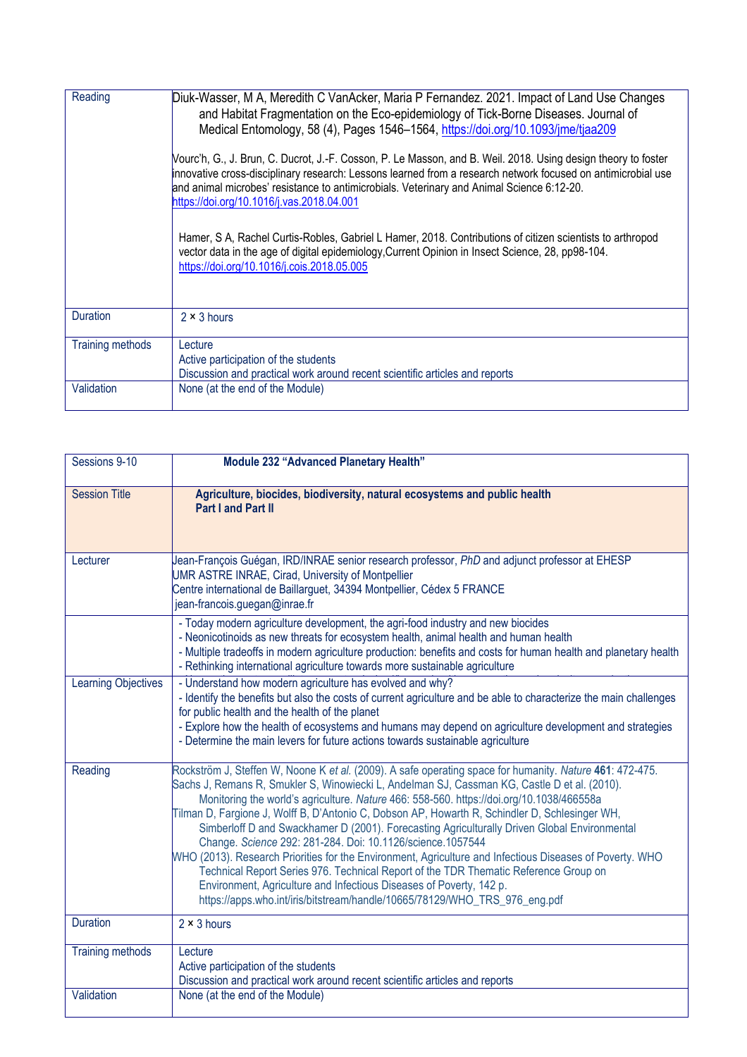| | |
|---|---|
| Reading | Diuk-Wasser, M A, Meredith C VanAcker, Maria P Fernandez. 2021. Impact of Land Use Changes and Habitat Fragmentation on the Eco-epidemiology of Tick-Borne Diseases. Journal of Medical Entomology, 58 (4), Pages 1546–1564, https://doi.org/10.1093/jme/tjaa209<br><br>Vourc'h, G., J. Brun, C. Ducrot, J.-F. Cosson, P. Le Masson, and B. Weil. 2018. Using design theory to foster innovative cross-disciplinary research: Lessons learned from a research network focused on antimicrobial use and animal microbes' resistance to antimicrobials. Veterinary and Animal Science 6:12-20. https://doi.org/10.1016/j.vas.2018.04.001<br><br>Hamer, S A, Rachel Curtis-Robles, Gabriel L Hamer, 2018. Contributions of citizen scientists to arthropod vector data in the age of digital epidemiology,Current Opinion in Insect Science, 28, pp98-104. https://doi.org/10.1016/j.cois.2018.05.005 |
| Duration | 2 × 3 hours |
| Training methods | Lecture<br>Active participation of the students<br>Discussion and practical work around recent scientific articles and reports |
| Validation | None (at the end of the Module) |

| Sessions 9-10 | **Module 232 "Advanced Planetary Health"** |
|---|---|
| Session Title | **Agriculture, biocides, biodiversity, natural ecosystems and public health**<br>**Part I and Part II** |
| Lecturer | Jean-François Guégan, IRD/INRAE senior research professor, *PhD* and adjunct professor at EHESP<br>UMR ASTRE INRAE, Cirad, University of Montpellier<br>Centre international de Baillarguet, 34394 Montpellier, Cédex 5 FRANCE<br>jean-francois.guegan@inrae.fr |
| | - Today modern agriculture development, the agri-food industry and new biocides<br>- Neonicotinoids as new threats for ecosystem health, animal health and human health<br>- Multiple tradeoffs in modern agriculture production: benefits and costs for human health and planetary health<br>- Rethinking international agriculture towards more sustainable agriculture |
| Learning Objectives | - Understand how modern agriculture has evolved and why?<br>- Identify the benefits but also the costs of current agriculture and be able to characterize the main challenges for public health and the health of the planet<br>- Explore how the health of ecosystems and humans may depend on agriculture development and strategies<br>- Determine the main levers for future actions towards sustainable agriculture |
| Reading | Rockström J, Steffen W, Noone K *et al.* (2009). A safe operating space for humanity. *Nature* **461**: 472-475.<br>Sachs J, Remans R, Smukler S, Winowiecki L, Andelman SJ, Cassman KG, Castle D et al. (2010). Monitoring the world's agriculture. *Nature* 466: 558-560. https://doi.org/10.1038/466558a<br>Tilman D, Fargione J, Wolff B, D'Antonio C, Dobson AP, Howarth R, Schindler D, Schlesinger WH, Simberloff D and Swackhamer D (2001). Forecasting Agriculturally Driven Global Environmental Change. *Science* 292: 281-284. Doi: 10.1126/science.1057544<br>WHO (2013). Research Priorities for the Environment, Agriculture and Infectious Diseases of Poverty. WHO Technical Report Series 976. Technical Report of the TDR Thematic Reference Group on Environment, Agriculture and Infectious Diseases of Poverty, 142 p. https://apps.who.int/iris/bitstream/handle/10665/78129/WHO_TRS_976_eng.pdf |
| Duration | 2 × 3 hours |
| Training methods | Lecture<br>Active participation of the students<br>Discussion and practical work around recent scientific articles and reports |
| Validation | None (at the end of the Module) |